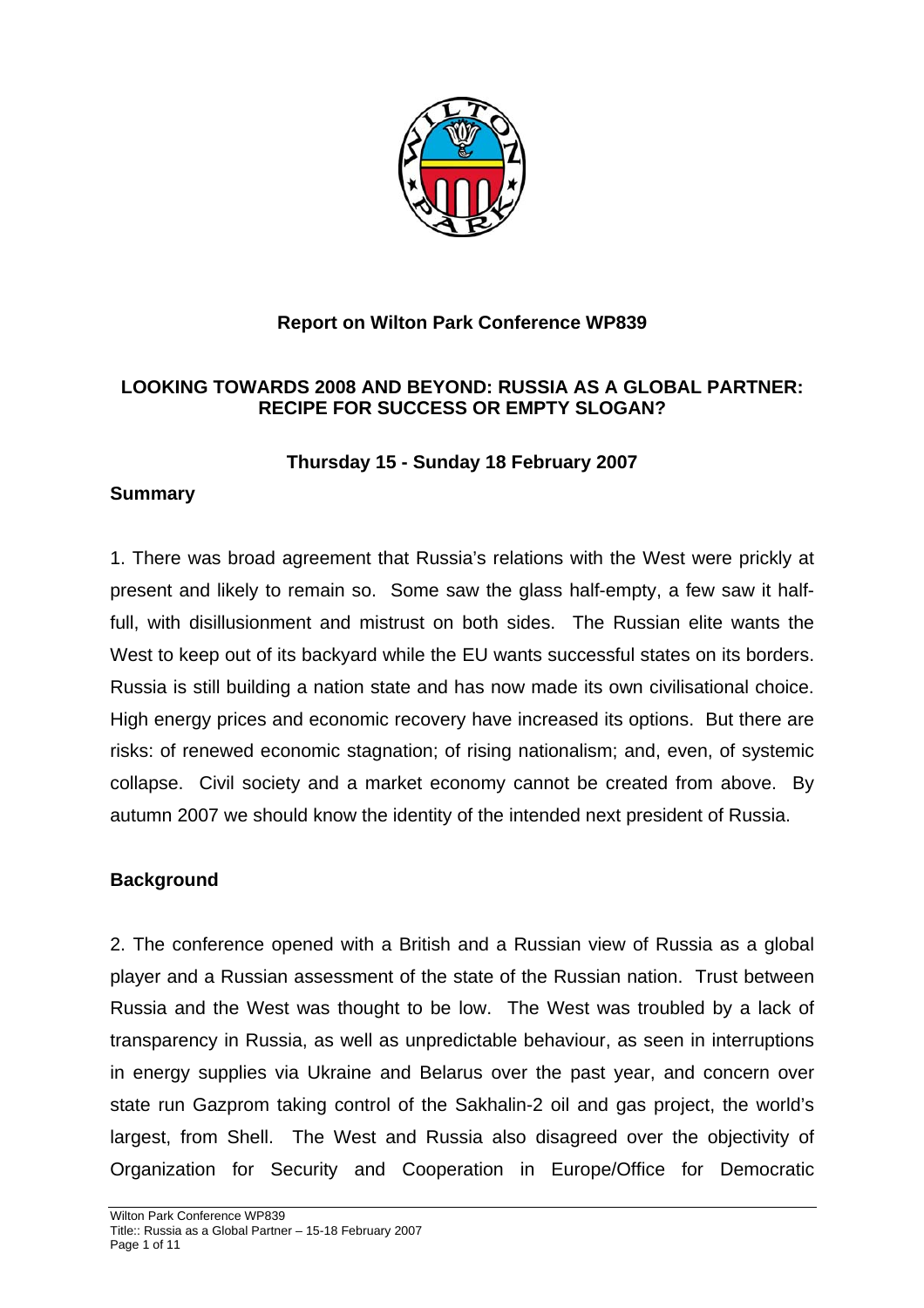**Report on Wilton Park Conference WP839**

**LOOKING TOWARDS 2008 AND BEYOND: RUSSIA AS A GLOBAL PARTNER: RECIPE FOR SUCCESS OR EMPTY SLOGAN?**

**Thursday 15 - Sunday 18 February 2007**

## Summary

1. There was broad agreement that Russia's relations with the West were prickly at present and likely to remain so. Some saw the glass half-empty, a few saw it half-full, with disillusionment and mistrust on both sides. The Russian elite wants the West to keep out of its backyard while the EU wants successful states on its borders. Russia is still building a nation state and has now made its own civilisational choice. High energy prices and economic recovery have increased its options. But there are risks: of renewed economic stagnation; of rising nationalism; and, even, of systemic collapse. Civil society and a market economy cannot be created from above. By autumn 2007 we should know the identity of the intended next president of Russia.

## Background

2. The conference opened with a British and a Russian view of Russia as a global player and a Russian assessment of the state of the Russian nation. Trust between Russia and the West was thought to be low. The West was troubled by a lack of transparency in Russia, as well as unpredictable behaviour, as seen in interruptions in energy supplies via Ukraine and Belarus over the past year, and concern over state run Gazprom taking control of the Sakhalin-2 oil and gas project, the world's largest, from Shell. The West and Russia also disagreed over the objectivity of Organization for Security and Cooperation in Europe/Office for Democratic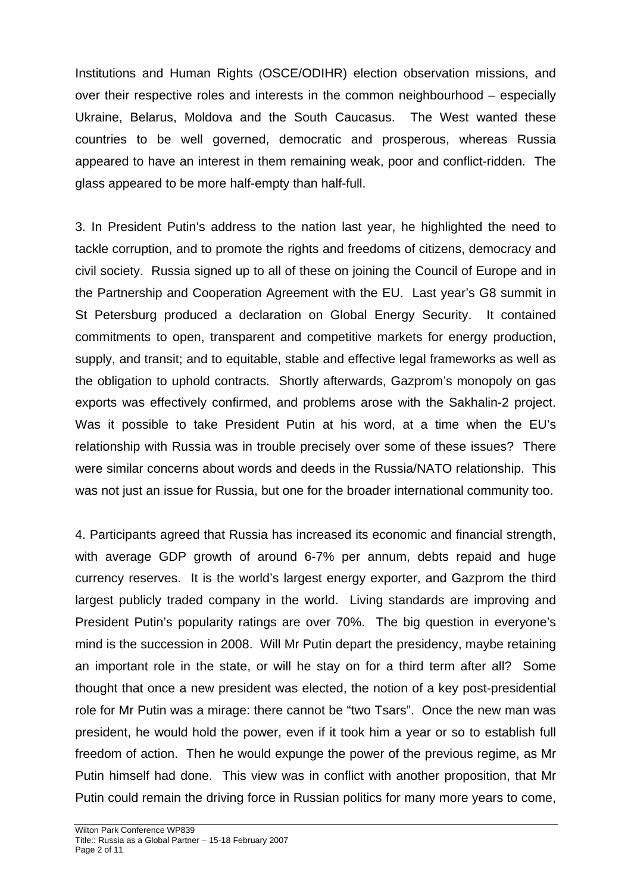Institutions and Human Rights (OSCE/ODIHR) election observation missions, and over their respective roles and interests in the common neighbourhood – especially Ukraine, Belarus, Moldova and the South Caucasus. The West wanted these countries to be well governed, democratic and prosperous, whereas Russia appeared to have an interest in them remaining weak, poor and conflict-ridden. The glass appeared to be more half-empty than half-full.

3. In President Putin's address to the nation last year, he highlighted the need to tackle corruption, and to promote the rights and freedoms of citizens, democracy and civil society. Russia signed up to all of these on joining the Council of Europe and in the Partnership and Cooperation Agreement with the EU. Last year's G8 summit in St Petersburg produced a declaration on Global Energy Security. It contained commitments to open, transparent and competitive markets for energy production, supply, and transit; and to equitable, stable and effective legal frameworks as well as the obligation to uphold contracts. Shortly afterwards, Gazprom's monopoly on gas exports was effectively confirmed, and problems arose with the Sakhalin-2 project. Was it possible to take President Putin at his word, at a time when the EU's relationship with Russia was in trouble precisely over some of these issues? There were similar concerns about words and deeds in the Russia/NATO relationship. This was not just an issue for Russia, but one for the broader international community too.

4. Participants agreed that Russia has increased its economic and financial strength, with average GDP growth of around 6-7% per annum, debts repaid and huge currency reserves. It is the world's largest energy exporter, and Gazprom the third largest publicly traded company in the world. Living standards are improving and President Putin's popularity ratings are over 70%. The big question in everyone's mind is the succession in 2008. Will Mr Putin depart the presidency, maybe retaining an important role in the state, or will he stay on for a third term after all? Some thought that once a new president was elected, the notion of a key post-presidential role for Mr Putin was a mirage: there cannot be "two Tsars". Once the new man was president, he would hold the power, even if it took him a year or so to establish full freedom of action. Then he would expunge the power of the previous regime, as Mr Putin himself had done. This view was in conflict with another proposition, that Mr Putin could remain the driving force in Russian politics for many more years to come,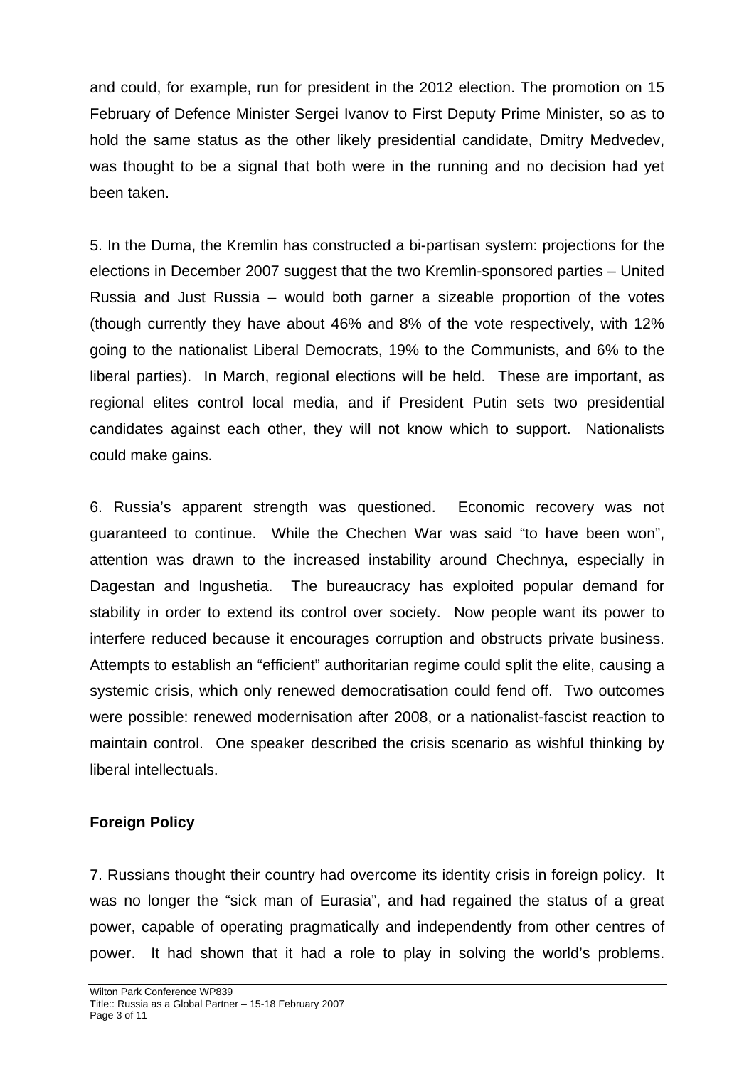and could, for example, run for president in the 2012 election. The promotion on 15 February of Defence Minister Sergei Ivanov to First Deputy Prime Minister, so as to hold the same status as the other likely presidential candidate, Dmitry Medvedev, was thought to be a signal that both were in the running and no decision had yet been taken.

5. In the Duma, the Kremlin has constructed a bi-partisan system: projections for the elections in December 2007 suggest that the two Kremlin-sponsored parties – United Russia and Just Russia – would both garner a sizeable proportion of the votes (though currently they have about 46% and 8% of the vote respectively, with 12% going to the nationalist Liberal Democrats, 19% to the Communists, and 6% to the liberal parties). In March, regional elections will be held. These are important, as regional elites control local media, and if President Putin sets two presidential candidates against each other, they will not know which to support. Nationalists could make gains.

6. Russia's apparent strength was questioned. Economic recovery was not guaranteed to continue. While the Chechen War was said "to have been won", attention was drawn to the increased instability around Chechnya, especially in Dagestan and Ingushetia. The bureaucracy has exploited popular demand for stability in order to extend its control over society. Now people want its power to interfere reduced because it encourages corruption and obstructs private business. Attempts to establish an "efficient" authoritarian regime could split the elite, causing a systemic crisis, which only renewed democratisation could fend off. Two outcomes were possible: renewed modernisation after 2008, or a nationalist-fascist reaction to maintain control. One speaker described the crisis scenario as wishful thinking by liberal intellectuals.

## Foreign Policy

7. Russians thought their country had overcome its identity crisis in foreign policy. It was no longer the "sick man of Eurasia", and had regained the status of a great power, capable of operating pragmatically and independently from other centres of power. It had shown that it had a role to play in solving the world's problems.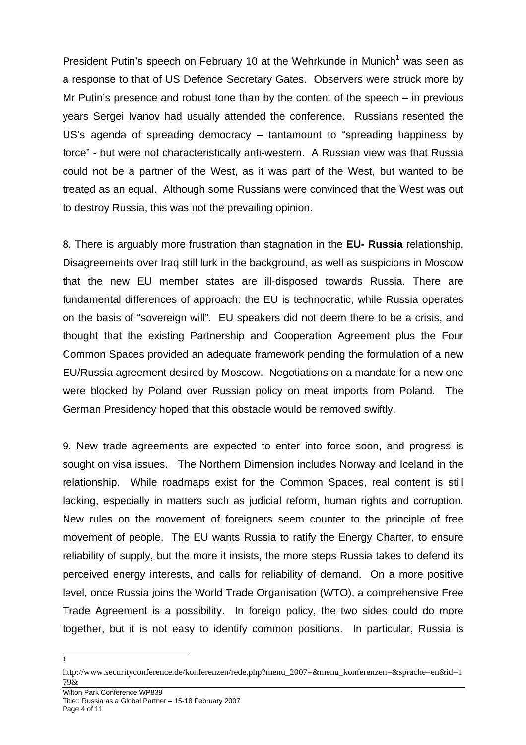President Putin's speech on February 10 at the Wehrkunde in Munich[1] was seen as a response to that of US Defence Secretary Gates. Observers were struck more by Mr Putin's presence and robust tone than by the content of the speech – in previous years Sergei Ivanov had usually attended the conference. Russians resented the US's agenda of spreading democracy – tantamount to "spreading happiness by force" - but were not characteristically anti-western. A Russian view was that Russia could not be a partner of the West, as it was part of the West, but wanted to be treated as an equal. Although some Russians were convinced that the West was out to destroy Russia, this was not the prevailing opinion.

8. There is arguably more frustration than stagnation in the **EU- Russia** relationship. Disagreements over Iraq still lurk in the background, as well as suspicions in Moscow that the new EU member states are ill-disposed towards Russia. There are fundamental differences of approach: the EU is technocratic, while Russia operates on the basis of "sovereign will". EU speakers did not deem there to be a crisis, and thought that the existing Partnership and Cooperation Agreement plus the Four Common Spaces provided an adequate framework pending the formulation of a new EU/Russia agreement desired by Moscow. Negotiations on a mandate for a new one were blocked by Poland over Russian policy on meat imports from Poland. The German Presidency hoped that this obstacle would be removed swiftly.

9. New trade agreements are expected to enter into force soon, and progress is sought on visa issues. The Northern Dimension includes Norway and Iceland in the relationship. While roadmaps exist for the Common Spaces, real content is still lacking, especially in matters such as judicial reform, human rights and corruption. New rules on the movement of foreigners seem counter to the principle of free movement of people. The EU wants Russia to ratify the Energy Charter, to ensure reliability of supply, but the more it insists, the more steps Russia takes to defend its perceived energy interests, and calls for reliability of demand. On a more positive level, once Russia joins the World Trade Organisation (WTO), a comprehensive Free Trade Agreement is a possibility. In foreign policy, the two sides could do more together, but it is not easy to identify common positions. In particular, Russia is

---

[1] http://www.securityconference.de/konferenzen/rede.php?menu_2007=&menu_konferenzen=&sprache=en&id=179&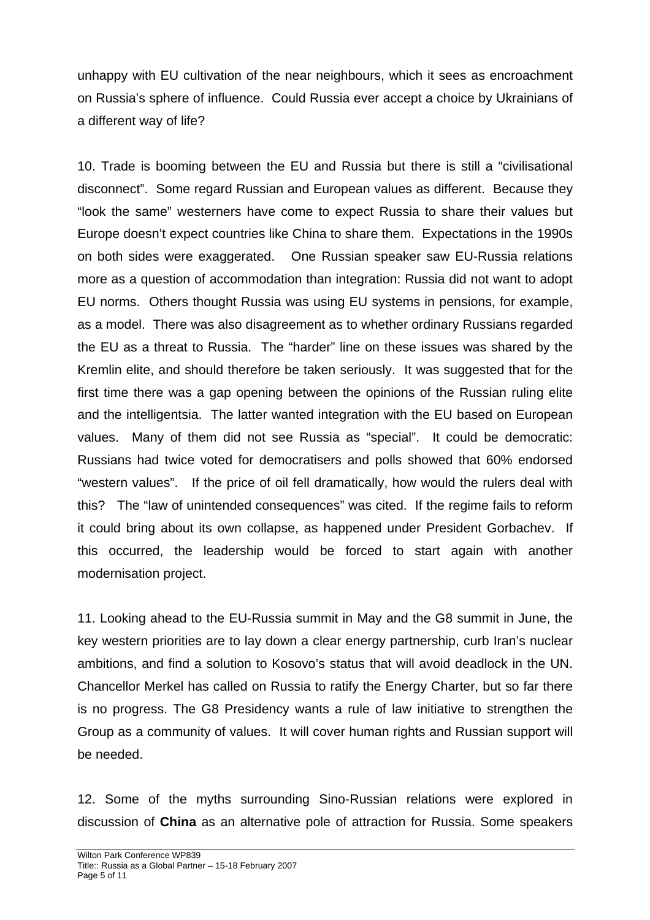unhappy with EU cultivation of the near neighbours, which it sees as encroachment on Russia's sphere of influence. Could Russia ever accept a choice by Ukrainians of a different way of life?

10. Trade is booming between the EU and Russia but there is still a "civilisational disconnect". Some regard Russian and European values as different. Because they "look the same" westerners have come to expect Russia to share their values but Europe doesn't expect countries like China to share them. Expectations in the 1990s on both sides were exaggerated. One Russian speaker saw EU-Russia relations more as a question of accommodation than integration: Russia did not want to adopt EU norms. Others thought Russia was using EU systems in pensions, for example, as a model. There was also disagreement as to whether ordinary Russians regarded the EU as a threat to Russia. The "harder" line on these issues was shared by the Kremlin elite, and should therefore be taken seriously. It was suggested that for the first time there was a gap opening between the opinions of the Russian ruling elite and the intelligentsia. The latter wanted integration with the EU based on European values. Many of them did not see Russia as "special". It could be democratic: Russians had twice voted for democratisers and polls showed that 60% endorsed "western values". If the price of oil fell dramatically, how would the rulers deal with this? The "law of unintended consequences" was cited. If the regime fails to reform it could bring about its own collapse, as happened under President Gorbachev. If this occurred, the leadership would be forced to start again with another modernisation project.

11. Looking ahead to the EU-Russia summit in May and the G8 summit in June, the key western priorities are to lay down a clear energy partnership, curb Iran's nuclear ambitions, and find a solution to Kosovo's status that will avoid deadlock in the UN. Chancellor Merkel has called on Russia to ratify the Energy Charter, but so far there is no progress. The G8 Presidency wants a rule of law initiative to strengthen the Group as a community of values. It will cover human rights and Russian support will be needed.

12. Some of the myths surrounding Sino-Russian relations were explored in discussion of **China** as an alternative pole of attraction for Russia. Some speakers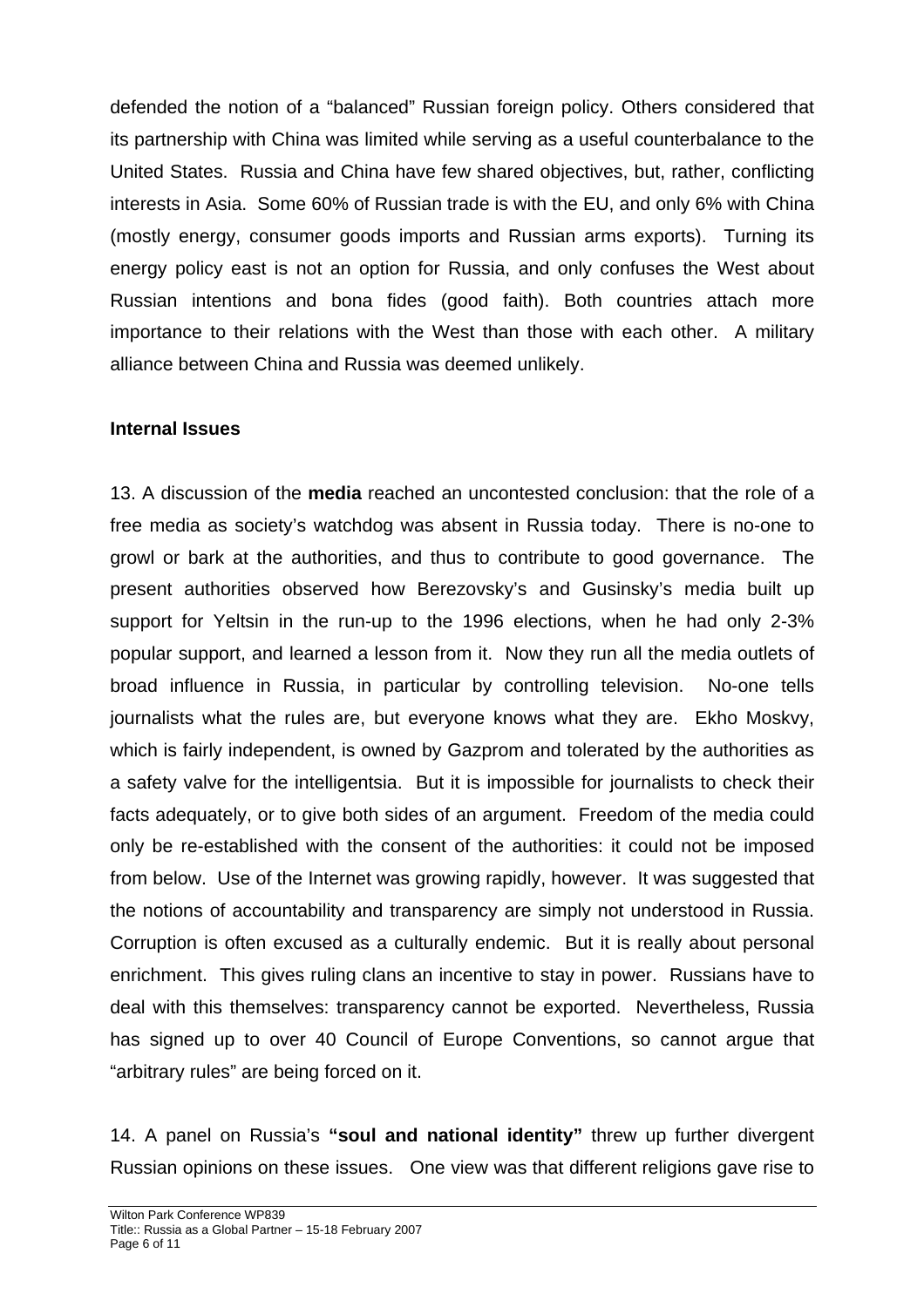defended the notion of a "balanced" Russian foreign policy. Others considered that its partnership with China was limited while serving as a useful counterbalance to the United States. Russia and China have few shared objectives, but, rather, conflicting interests in Asia. Some 60% of Russian trade is with the EU, and only 6% with China (mostly energy, consumer goods imports and Russian arms exports). Turning its energy policy east is not an option for Russia, and only confuses the West about Russian intentions and bona fides (good faith). Both countries attach more importance to their relations with the West than those with each other. A military alliance between China and Russia was deemed unlikely.

**Internal Issues**

13. A discussion of the **media** reached an uncontested conclusion: that the role of a free media as society's watchdog was absent in Russia today. There is no-one to growl or bark at the authorities, and thus to contribute to good governance. The present authorities observed how Berezovsky's and Gusinsky's media built up support for Yeltsin in the run-up to the 1996 elections, when he had only 2-3% popular support, and learned a lesson from it. Now they run all the media outlets of broad influence in Russia, in particular by controlling television. No-one tells journalists what the rules are, but everyone knows what they are. Ekho Moskvy, which is fairly independent, is owned by Gazprom and tolerated by the authorities as a safety valve for the intelligentsia. But it is impossible for journalists to check their facts adequately, or to give both sides of an argument. Freedom of the media could only be re-established with the consent of the authorities: it could not be imposed from below. Use of the Internet was growing rapidly, however. It was suggested that the notions of accountability and transparency are simply not understood in Russia. Corruption is often excused as a culturally endemic. But it is really about personal enrichment. This gives ruling clans an incentive to stay in power. Russians have to deal with this themselves: transparency cannot be exported. Nevertheless, Russia has signed up to over 40 Council of Europe Conventions, so cannot argue that "arbitrary rules" are being forced on it.

14. A panel on Russia's **"soul and national identity"** threw up further divergent Russian opinions on these issues. One view was that different religions gave rise to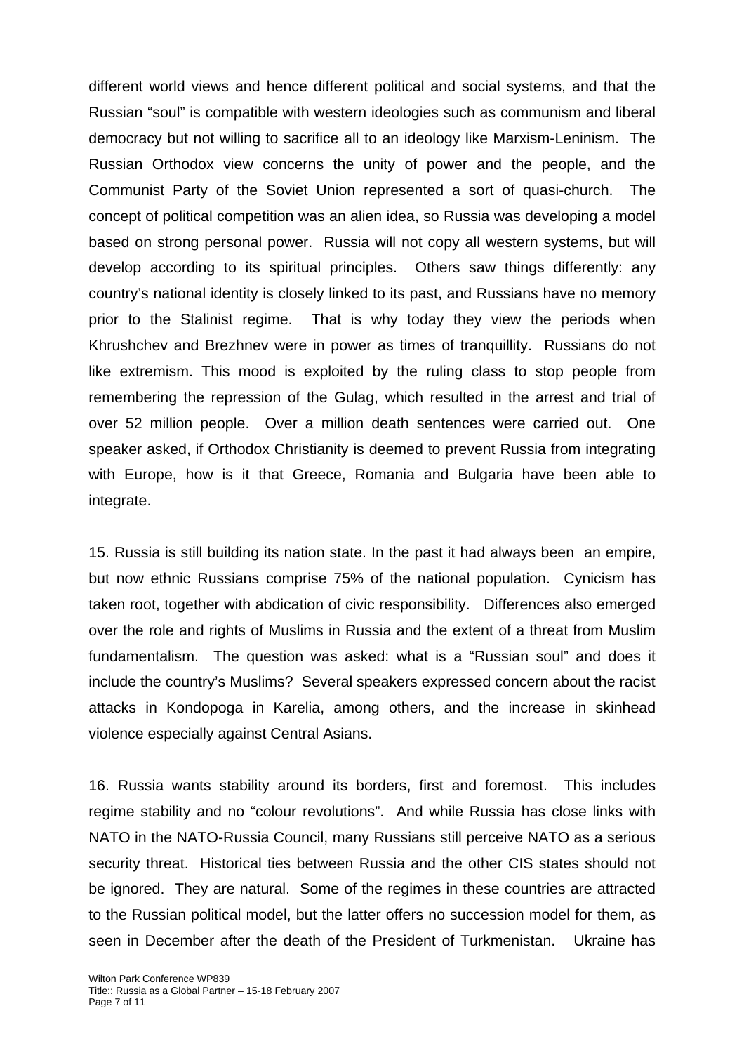different world views and hence different political and social systems, and that the Russian "soul" is compatible with western ideologies such as communism and liberal democracy but not willing to sacrifice all to an ideology like Marxism-Leninism. The Russian Orthodox view concerns the unity of power and the people, and the Communist Party of the Soviet Union represented a sort of quasi-church. The concept of political competition was an alien idea, so Russia was developing a model based on strong personal power. Russia will not copy all western systems, but will develop according to its spiritual principles. Others saw things differently: any country's national identity is closely linked to its past, and Russians have no memory prior to the Stalinist regime. That is why today they view the periods when Khrushchev and Brezhnev were in power as times of tranquillity. Russians do not like extremism. This mood is exploited by the ruling class to stop people from remembering the repression of the Gulag, which resulted in the arrest and trial of over 52 million people. Over a million death sentences were carried out. One speaker asked, if Orthodox Christianity is deemed to prevent Russia from integrating with Europe, how is it that Greece, Romania and Bulgaria have been able to integrate.

15. Russia is still building its nation state. In the past it had always been an empire, but now ethnic Russians comprise 75% of the national population. Cynicism has taken root, together with abdication of civic responsibility. Differences also emerged over the role and rights of Muslims in Russia and the extent of a threat from Muslim fundamentalism. The question was asked: what is a "Russian soul" and does it include the country's Muslims? Several speakers expressed concern about the racist attacks in Kondopoga in Karelia, among others, and the increase in skinhead violence especially against Central Asians.

16. Russia wants stability around its borders, first and foremost. This includes regime stability and no "colour revolutions". And while Russia has close links with NATO in the NATO-Russia Council, many Russians still perceive NATO as a serious security threat. Historical ties between Russia and the other CIS states should not be ignored. They are natural. Some of the regimes in these countries are attracted to the Russian political model, but the latter offers no succession model for them, as seen in December after the death of the President of Turkmenistan. Ukraine has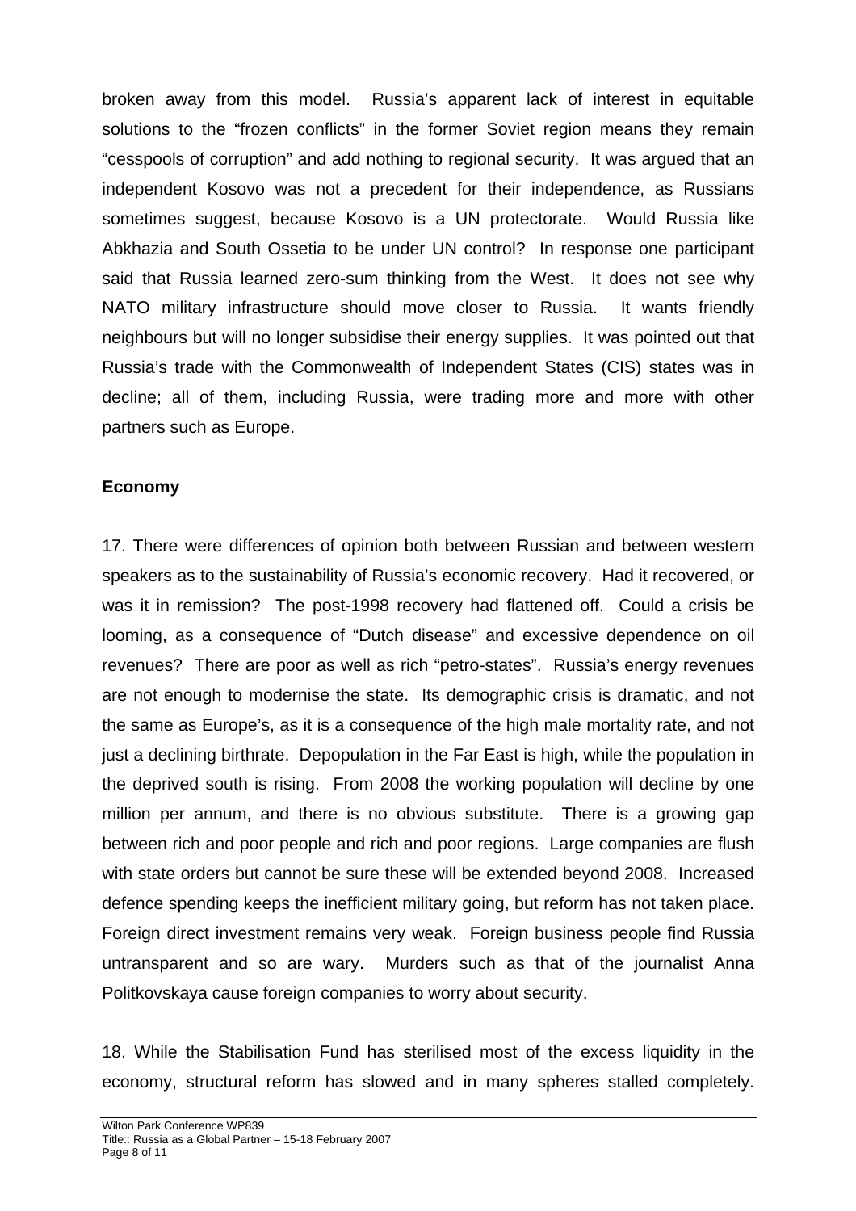broken away from this model. Russia's apparent lack of interest in equitable solutions to the "frozen conflicts" in the former Soviet region means they remain "cesspools of corruption" and add nothing to regional security. It was argued that an independent Kosovo was not a precedent for their independence, as Russians sometimes suggest, because Kosovo is a UN protectorate. Would Russia like Abkhazia and South Ossetia to be under UN control? In response one participant said that Russia learned zero-sum thinking from the West. It does not see why NATO military infrastructure should move closer to Russia. It wants friendly neighbours but will no longer subsidise their energy supplies. It was pointed out that Russia's trade with the Commonwealth of Independent States (CIS) states was in decline; all of them, including Russia, were trading more and more with other partners such as Europe.

**Economy**

17. There were differences of opinion both between Russian and between western speakers as to the sustainability of Russia's economic recovery. Had it recovered, or was it in remission? The post-1998 recovery had flattened off. Could a crisis be looming, as a consequence of "Dutch disease" and excessive dependence on oil revenues? There are poor as well as rich "petro-states". Russia's energy revenues are not enough to modernise the state. Its demographic crisis is dramatic, and not the same as Europe's, as it is a consequence of the high male mortality rate, and not just a declining birthrate. Depopulation in the Far East is high, while the population in the deprived south is rising. From 2008 the working population will decline by one million per annum, and there is no obvious substitute. There is a growing gap between rich and poor people and rich and poor regions. Large companies are flush with state orders but cannot be sure these will be extended beyond 2008. Increased defence spending keeps the inefficient military going, but reform has not taken place. Foreign direct investment remains very weak. Foreign business people find Russia untransparent and so are wary. Murders such as that of the journalist Anna Politkovskaya cause foreign companies to worry about security.

18. While the Stabilisation Fund has sterilised most of the excess liquidity in the economy, structural reform has slowed and in many spheres stalled completely.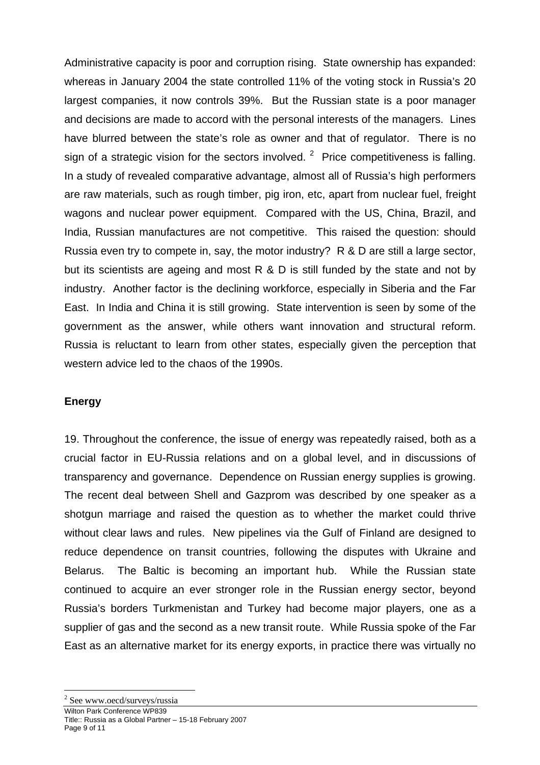Administrative capacity is poor and corruption rising. State ownership has expanded: whereas in January 2004 the state controlled 11% of the voting stock in Russia's 20 largest companies, it now controls 39%. But the Russian state is a poor manager and decisions are made to accord with the personal interests of the managers. Lines have blurred between the state's role as owner and that of regulator. There is no sign of a strategic vision for the sectors involved. [2] Price competitiveness is falling. In a study of revealed comparative advantage, almost all of Russia's high performers are raw materials, such as rough timber, pig iron, etc, apart from nuclear fuel, freight wagons and nuclear power equipment. Compared with the US, China, Brazil, and India, Russian manufactures are not competitive. This raised the question: should Russia even try to compete in, say, the motor industry? R & D are still a large sector, but its scientists are ageing and most R & D is still funded by the state and not by industry. Another factor is the declining workforce, especially in Siberia and the Far East. In India and China it is still growing. State intervention is seen by some of the government as the answer, while others want innovation and structural reform. Russia is reluctant to learn from other states, especially given the perception that western advice led to the chaos of the 1990s.

**Energy**

19. Throughout the conference, the issue of energy was repeatedly raised, both as a crucial factor in EU-Russia relations and on a global level, and in discussions of transparency and governance. Dependence on Russian energy supplies is growing. The recent deal between Shell and Gazprom was described by one speaker as a shotgun marriage and raised the question as to whether the market could thrive without clear laws and rules. New pipelines via the Gulf of Finland are designed to reduce dependence on transit countries, following the disputes with Ukraine and Belarus. The Baltic is becoming an important hub. While the Russian state continued to acquire an ever stronger role in the Russian energy sector, beyond Russia's borders Turkmenistan and Turkey had become major players, one as a supplier of gas and the second as a new transit route. While Russia spoke of the Far East as an alternative market for its energy exports, in practice there was virtually no

[2] See www.oecd/surveys/russia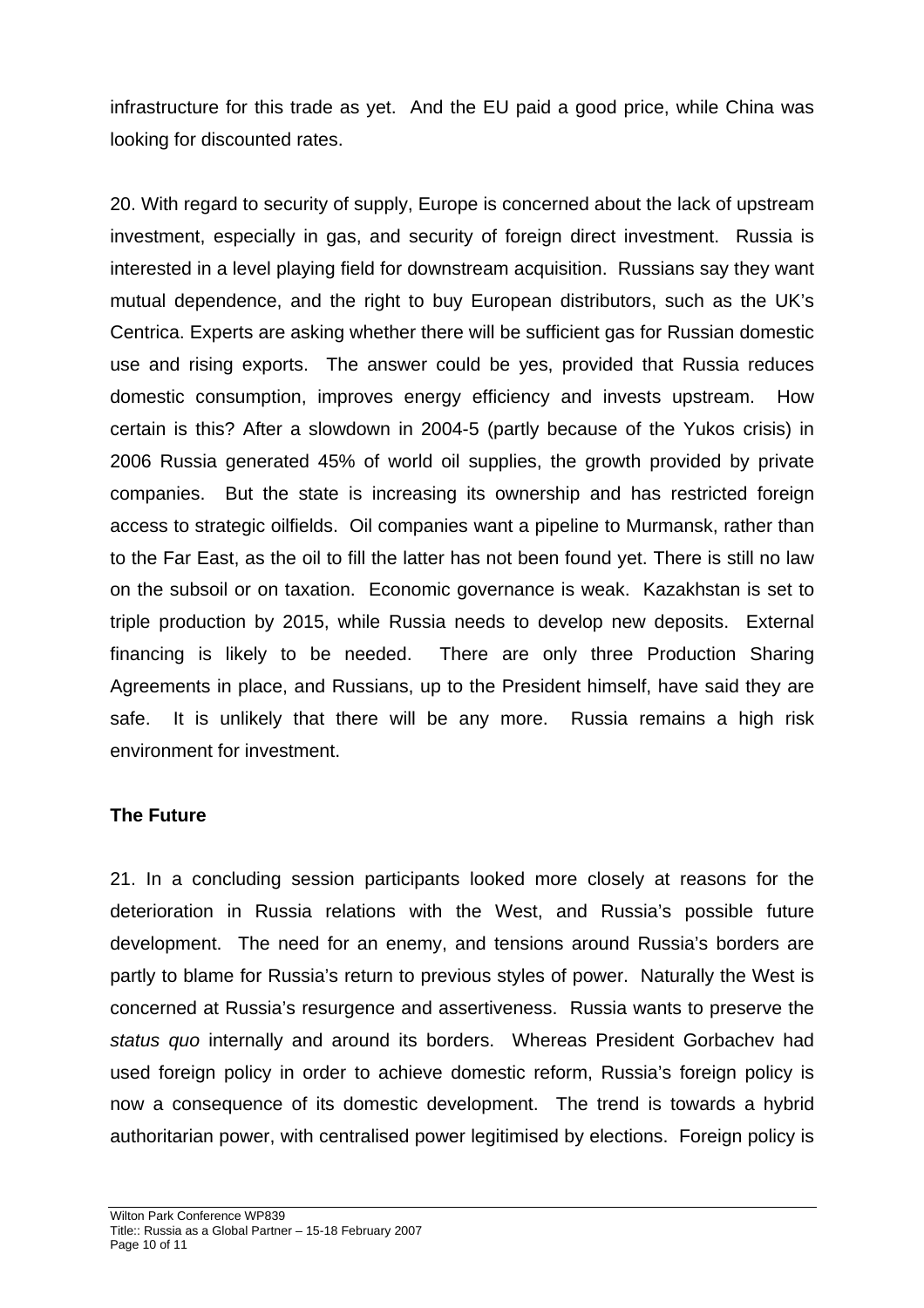infrastructure for this trade as yet. And the EU paid a good price, while China was looking for discounted rates.

20. With regard to security of supply, Europe is concerned about the lack of upstream investment, especially in gas, and security of foreign direct investment. Russia is interested in a level playing field for downstream acquisition. Russians say they want mutual dependence, and the right to buy European distributors, such as the UK's Centrica. Experts are asking whether there will be sufficient gas for Russian domestic use and rising exports. The answer could be yes, provided that Russia reduces domestic consumption, improves energy efficiency and invests upstream. How certain is this? After a slowdown in 2004-5 (partly because of the Yukos crisis) in 2006 Russia generated 45% of world oil supplies, the growth provided by private companies. But the state is increasing its ownership and has restricted foreign access to strategic oilfields. Oil companies want a pipeline to Murmansk, rather than to the Far East, as the oil to fill the latter has not been found yet. There is still no law on the subsoil or on taxation. Economic governance is weak. Kazakhstan is set to triple production by 2015, while Russia needs to develop new deposits. External financing is likely to be needed. There are only three Production Sharing Agreements in place, and Russians, up to the President himself, have said they are safe. It is unlikely that there will be any more. Russia remains a high risk environment for investment.

**The Future**

21. In a concluding session participants looked more closely at reasons for the deterioration in Russia relations with the West, and Russia's possible future development. The need for an enemy, and tensions around Russia's borders are partly to blame for Russia's return to previous styles of power. Naturally the West is concerned at Russia's resurgence and assertiveness. Russia wants to preserve the *status quo* internally and around its borders. Whereas President Gorbachev had used foreign policy in order to achieve domestic reform, Russia's foreign policy is now a consequence of its domestic development. The trend is towards a hybrid authoritarian power, with centralised power legitimised by elections. Foreign policy is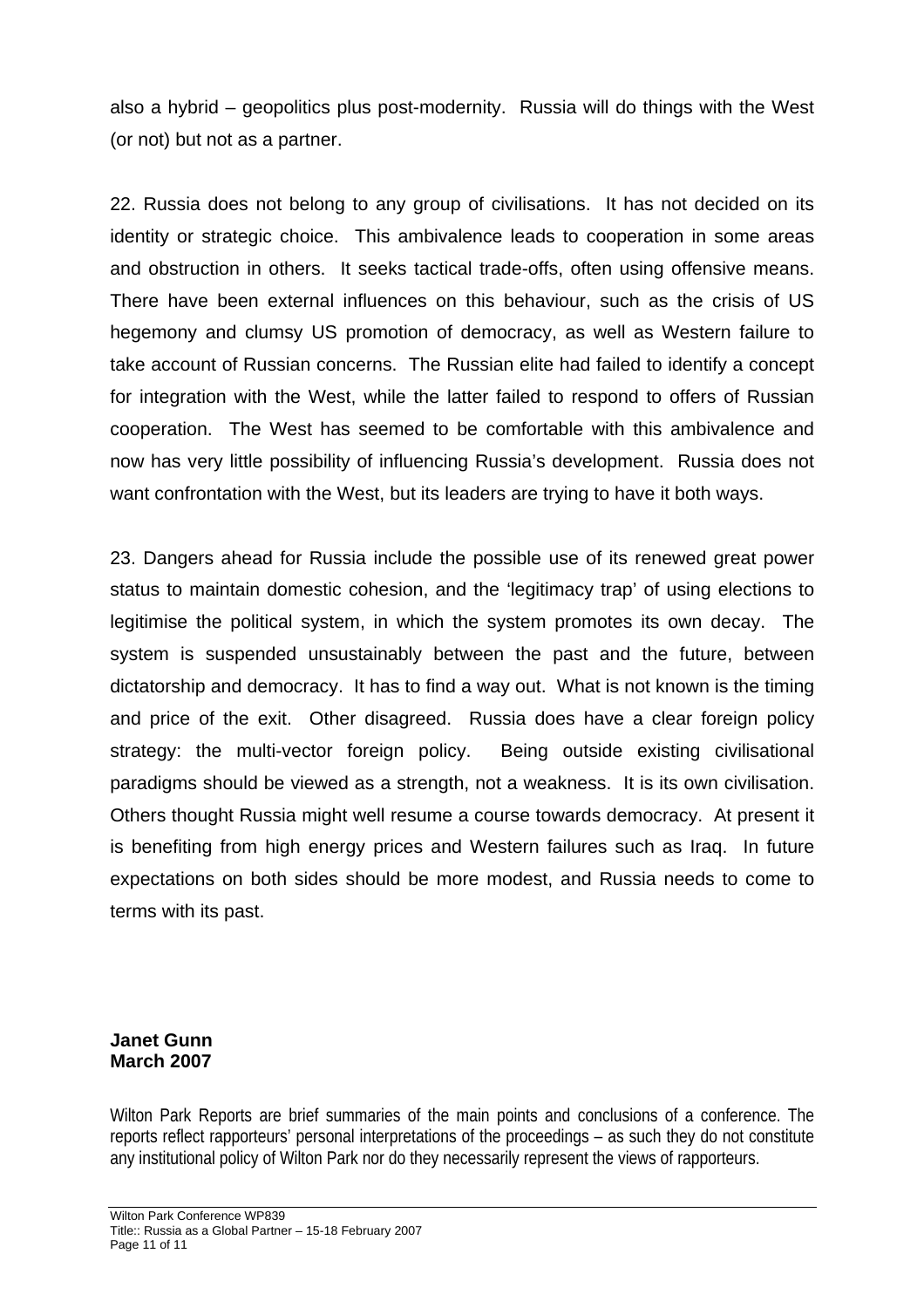also a hybrid – geopolitics plus post-modernity. Russia will do things with the West (or not) but not as a partner.

22. Russia does not belong to any group of civilisations. It has not decided on its identity or strategic choice. This ambivalence leads to cooperation in some areas and obstruction in others. It seeks tactical trade-offs, often using offensive means. There have been external influences on this behaviour, such as the crisis of US hegemony and clumsy US promotion of democracy, as well as Western failure to take account of Russian concerns. The Russian elite had failed to identify a concept for integration with the West, while the latter failed to respond to offers of Russian cooperation. The West has seemed to be comfortable with this ambivalence and now has very little possibility of influencing Russia's development. Russia does not want confrontation with the West, but its leaders are trying to have it both ways.

23. Dangers ahead for Russia include the possible use of its renewed great power status to maintain domestic cohesion, and the 'legitimacy trap' of using elections to legitimise the political system, in which the system promotes its own decay. The system is suspended unsustainably between the past and the future, between dictatorship and democracy. It has to find a way out. What is not known is the timing and price of the exit. Other disagreed. Russia does have a clear foreign policy strategy: the multi-vector foreign policy. Being outside existing civilisational paradigms should be viewed as a strength, not a weakness. It is its own civilisation. Others thought Russia might well resume a course towards democracy. At present it is benefiting from high energy prices and Western failures such as Iraq. In future expectations on both sides should be more modest, and Russia needs to come to terms with its past.

**Janet Gunn**
**March 2007**

Wilton Park Reports are brief summaries of the main points and conclusions of a conference. The reports reflect rapporteurs' personal interpretations of the proceedings – as such they do not constitute any institutional policy of Wilton Park nor do they necessarily represent the views of rapporteurs.